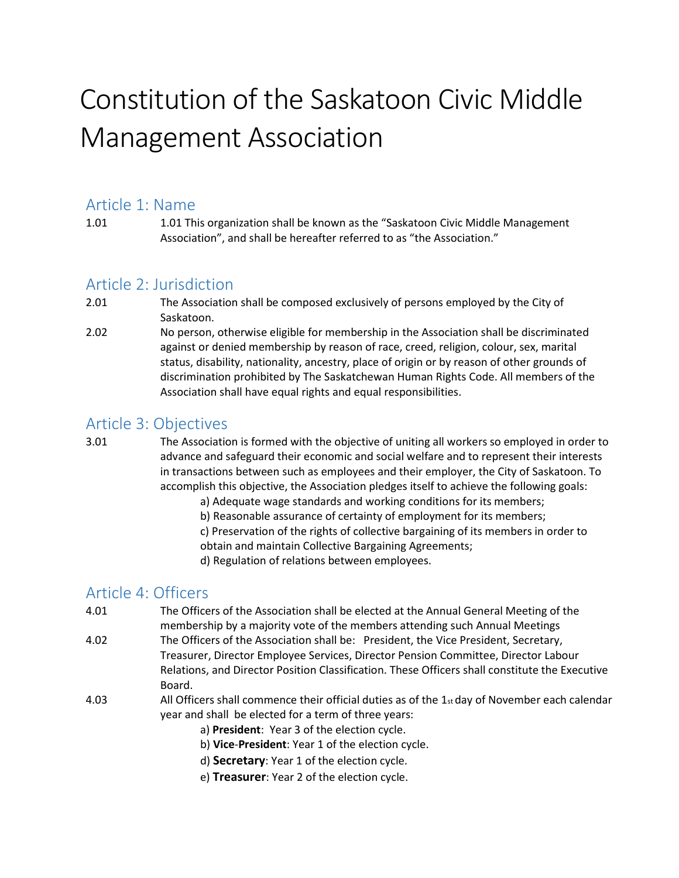# Constitution of the Saskatoon Civic Middle Management Association

## Article 1: Name

1.01 1.01 This organization shall be known as the "Saskatoon Civic Middle Management Association", and shall be hereafter referred to as "the Association."

## Article 2: Jurisdiction

2.01 The Association shall be composed exclusively of persons employed by the City of Saskatoon.

2.02 No person, otherwise eligible for membership in the Association shall be discriminated against or denied membership by reason of race, creed, religion, colour, sex, marital status, disability, nationality, ancestry, place of origin or by reason of other grounds of discrimination prohibited by The Saskatchewan Human Rights Code. All members of the Association shall have equal rights and equal responsibilities.

## Article 3: Objectives

3.01 The Association is formed with the objective of uniting all workers so employed in order to advance and safeguard their economic and social welfare and to represent their interests in transactions between such as employees and their employer, the City of Saskatoon. To accomplish this objective, the Association pledges itself to achieve the following goals:

a) Adequate wage standards and working conditions for its members;
b) Reasonable assurance of certainty of employment for its members;
c) Preservation of the rights of collective bargaining of its members in order to obtain and maintain Collective Bargaining Agreements;
d) Regulation of relations between employees.

## Article 4: Officers

4.01 The Officers of the Association shall be elected at the Annual General Meeting of the membership by a majority vote of the members attending such Annual Meetings

4.02 The Officers of the Association shall be: President, the Vice President, Secretary, Treasurer, Director Employee Services, Director Pension Committee, Director Labour Relations, and Director Position Classification. These Officers shall constitute the Executive Board.

4.03 All Officers shall commence their official duties as of the 1st day of November each calendar year and shall be elected for a term of three years:

a) **President**: Year 3 of the election cycle.
b) **Vice-President**: Year 1 of the election cycle.
d) **Secretary**: Year 1 of the election cycle.
e) **Treasurer**: Year 2 of the election cycle.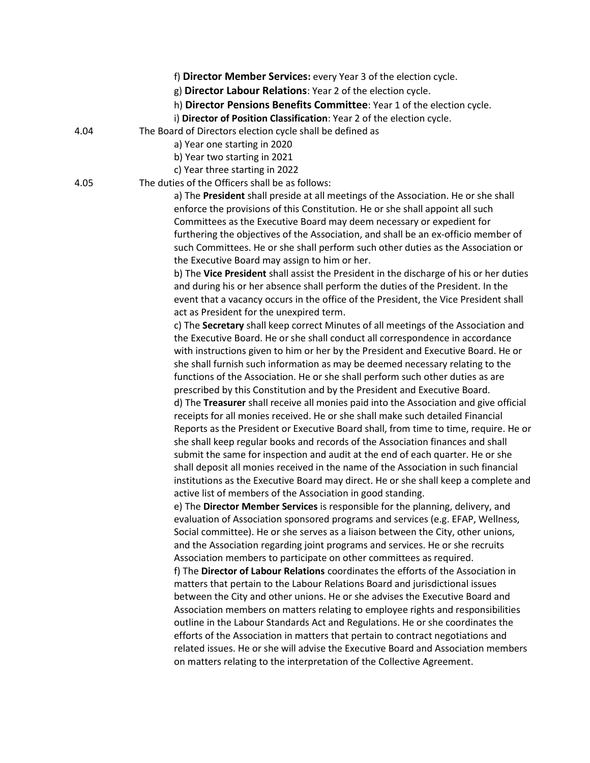f) **Director Member Services:** every Year 3 of the election cycle.

g) **Director Labour Relations**: Year 2 of the election cycle.

h) **Director Pensions Benefits Committee**: Year 1 of the election cycle.

i) **Director of Position Classification**: Year 2 of the election cycle.

4.04 The Board of Directors election cycle shall be defined as

a) Year one starting in 2020

b) Year two starting in 2021

c) Year three starting in 2022

4.05 The duties of the Officers shall be as follows:

a) The **President** shall preside at all meetings of the Association. He or she shall enforce the provisions of this Constitution. He or she shall appoint all such Committees as the Executive Board may deem necessary or expedient for furthering the objectives of the Association, and shall be an ex-officio member of such Committees. He or she shall perform such other duties as the Association or the Executive Board may assign to him or her.

b) The **Vice President** shall assist the President in the discharge of his or her duties and during his or her absence shall perform the duties of the President. In the event that a vacancy occurs in the office of the President, the Vice President shall act as President for the unexpired term.

c) The **Secretary** shall keep correct Minutes of all meetings of the Association and the Executive Board. He or she shall conduct all correspondence in accordance with instructions given to him or her by the President and Executive Board. He or she shall furnish such information as may be deemed necessary relating to the functions of the Association. He or she shall perform such other duties as are prescribed by this Constitution and by the President and Executive Board.

d) The **Treasurer** shall receive all monies paid into the Association and give official receipts for all monies received. He or she shall make such detailed Financial Reports as the President or Executive Board shall, from time to time, require. He or she shall keep regular books and records of the Association finances and shall submit the same for inspection and audit at the end of each quarter. He or she shall deposit all monies received in the name of the Association in such financial institutions as the Executive Board may direct. He or she shall keep a complete and active list of members of the Association in good standing.

e) The **Director Member Services** is responsible for the planning, delivery, and evaluation of Association sponsored programs and services (e.g. EFAP, Wellness, Social committee). He or she serves as a liaison between the City, other unions, and the Association regarding joint programs and services. He or she recruits Association members to participate on other committees as required.

f) The **Director of Labour Relations** coordinates the efforts of the Association in matters that pertain to the Labour Relations Board and jurisdictional issues between the City and other unions. He or she advises the Executive Board and Association members on matters relating to employee rights and responsibilities outline in the Labour Standards Act and Regulations. He or she coordinates the efforts of the Association in matters that pertain to contract negotiations and related issues. He or she will advise the Executive Board and Association members on matters relating to the interpretation of the Collective Agreement.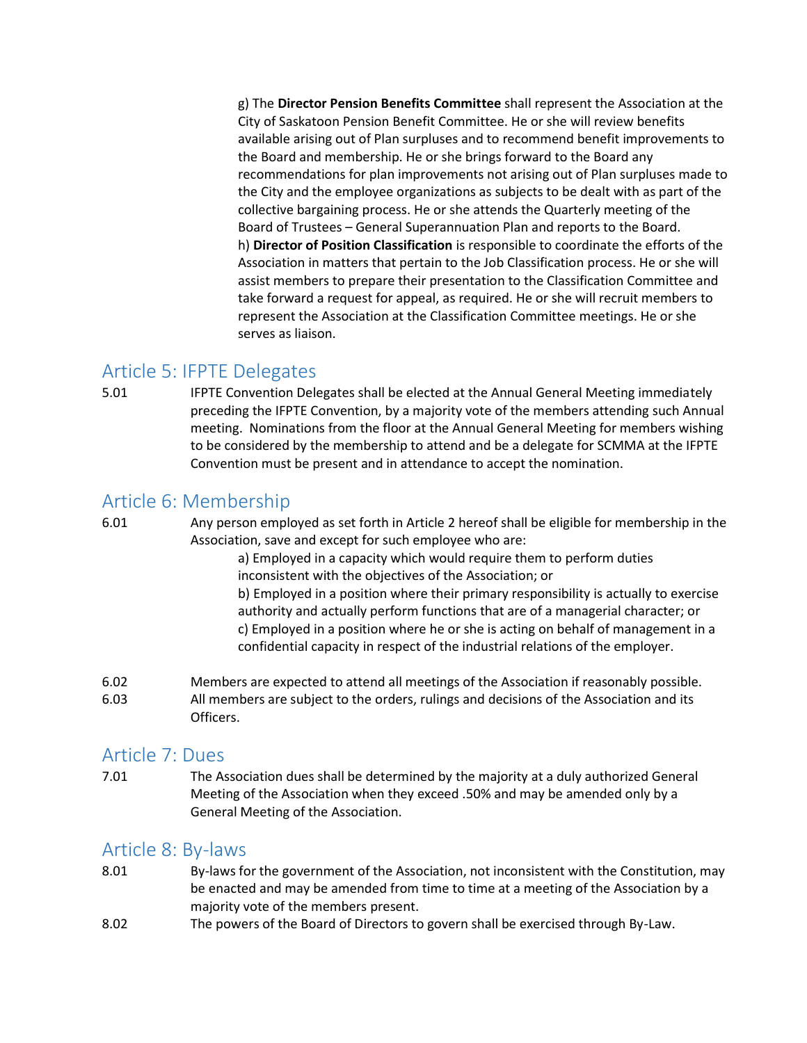g) The **Director Pension Benefits Committee** shall represent the Association at the City of Saskatoon Pension Benefit Committee. He or she will review benefits available arising out of Plan surpluses and to recommend benefit improvements to the Board and membership. He or she brings forward to the Board any recommendations for plan improvements not arising out of Plan surpluses made to the City and the employee organizations as subjects to be dealt with as part of the collective bargaining process. He or she attends the Quarterly meeting of the Board of Trustees – General Superannuation Plan and reports to the Board.

h) **Director of Position Classification** is responsible to coordinate the efforts of the Association in matters that pertain to the Job Classification process. He or she will assist members to prepare their presentation to the Classification Committee and take forward a request for appeal, as required. He or she will recruit members to represent the Association at the Classification Committee meetings. He or she serves as liaison.

## Article 5: IFPTE Delegates

5.01 IFPTE Convention Delegates shall be elected at the Annual General Meeting immediately preceding the IFPTE Convention, by a majority vote of the members attending such Annual meeting. Nominations from the floor at the Annual General Meeting for members wishing to be considered by the membership to attend and be a delegate for SCMMA at the IFPTE Convention must be present and in attendance to accept the nomination.

## Article 6: Membership

6.01 Any person employed as set forth in Article 2 hereof shall be eligible for membership in the Association, save and except for such employee who are:

a) Employed in a capacity which would require them to perform duties inconsistent with the objectives of the Association; or

b) Employed in a position where their primary responsibility is actually to exercise authority and actually perform functions that are of a managerial character; or

c) Employed in a position where he or she is acting on behalf of management in a confidential capacity in respect of the industrial relations of the employer.

6.02 Members are expected to attend all meetings of the Association if reasonably possible.

6.03 All members are subject to the orders, rulings and decisions of the Association and its Officers.

## Article 7: Dues

7.01 The Association dues shall be determined by the majority at a duly authorized General Meeting of the Association when they exceed .50% and may be amended only by a General Meeting of the Association.

## Article 8: By-laws

8.01 By-laws for the government of the Association, not inconsistent with the Constitution, may be enacted and may be amended from time to time at a meeting of the Association by a majority vote of the members present.

8.02 The powers of the Board of Directors to govern shall be exercised through By-Law.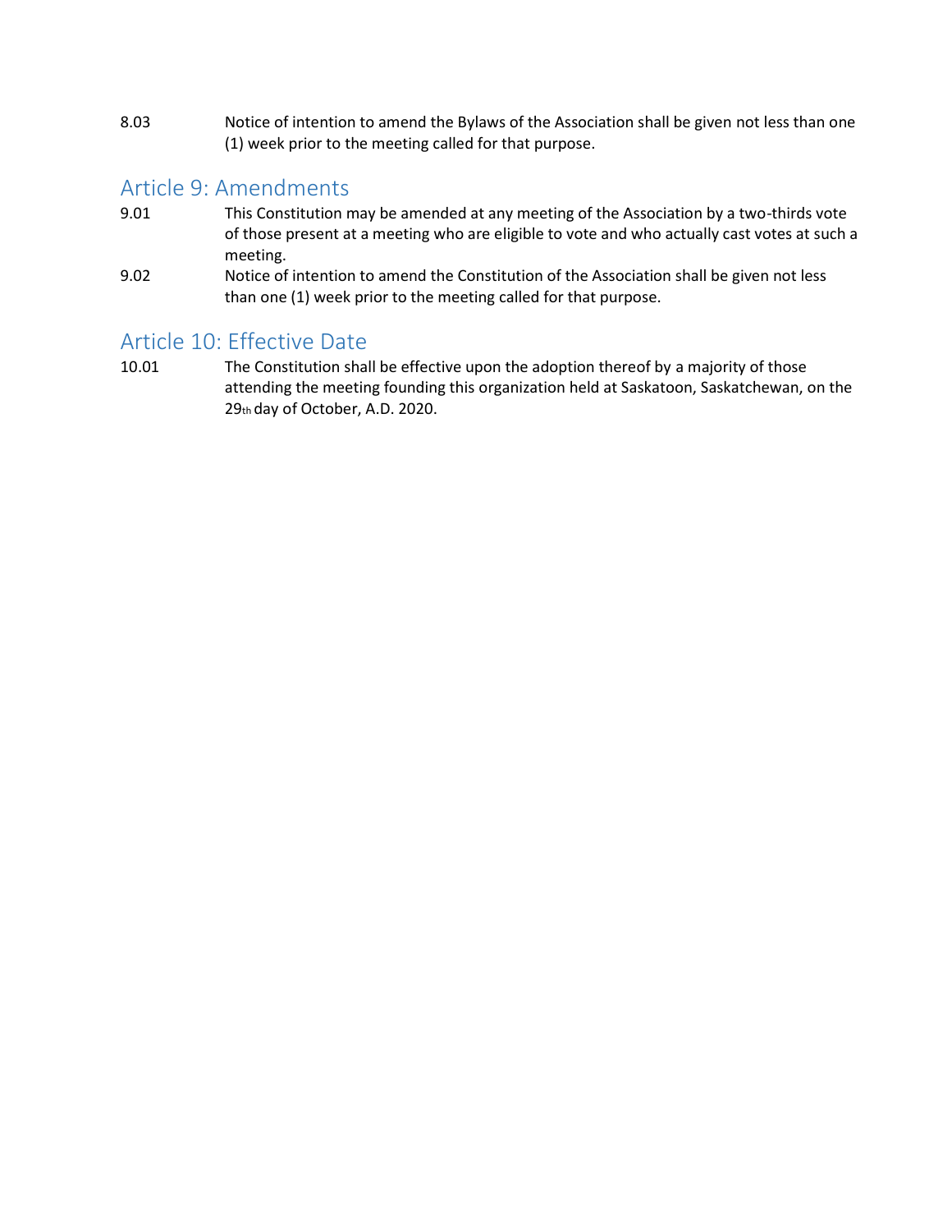8.03 Notice of intention to amend the Bylaws of the Association shall be given not less than one (1) week prior to the meeting called for that purpose.

## Article 9: Amendments

9.01 This Constitution may be amended at any meeting of the Association by a two-thirds vote of those present at a meeting who are eligible to vote and who actually cast votes at such a meeting.

9.02 Notice of intention to amend the Constitution of the Association shall be given not less than one (1) week prior to the meeting called for that purpose.

## Article 10: Effective Date

10.01 The Constitution shall be effective upon the adoption thereof by a majority of those attending the meeting founding this organization held at Saskatoon, Saskatchewan, on the 29th day of October, A.D. 2020.